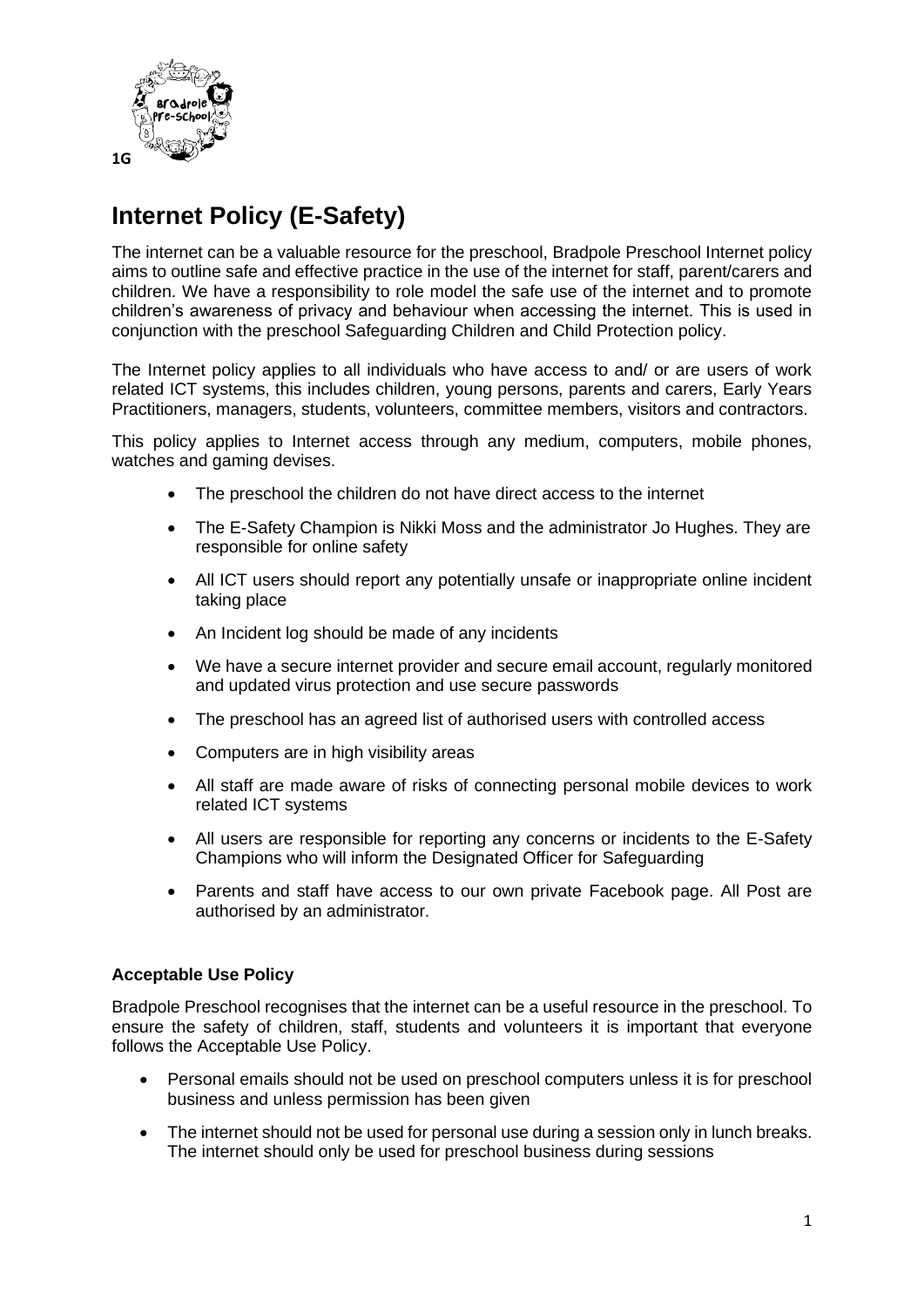1G

# Internet Policy (E-Safety)

The internet can be a valuable resource for the preschool, Bradpole Preschool Internet policy aims to outline safe and effective practice in the use of the internet for staff, parent/carers and children. We have a responsibility to role model the safe use of the internet and to promote children's awareness of privacy and behaviour when accessing the internet. This is used in conjunction with the preschool Safeguarding Children and Child Protection policy.

The Internet policy applies to all individuals who have access to and/ or are users of work related ICT systems, this includes children, young persons, parents and carers, Early Years Practitioners, managers, students, volunteers, committee members, visitors and contractors.

This policy applies to Internet access through any medium, computers, mobile phones, watches and gaming devises.

- The preschool the children do not have direct access to the internet
- The E-Safety Champion is Nikki Moss and the administrator Jo Hughes. They are responsible for online safety
- All ICT users should report any potentially unsafe or inappropriate online incident taking place
- An Incident log should be made of any incidents
- We have a secure internet provider and secure email account, regularly monitored and updated virus protection and use secure passwords
- The preschool has an agreed list of authorised users with controlled access
- Computers are in high visibility areas
- All staff are made aware of risks of connecting personal mobile devices to work related ICT systems
- All users are responsible for reporting any concerns or incidents to the E-Safety Champions who will inform the Designated Officer for Safeguarding
- Parents and staff have access to our own private Facebook page. All Post are authorised by an administrator.

**Acceptable Use Policy**

Bradpole Preschool recognises that the internet can be a useful resource in the preschool. To ensure the safety of children, staff, students and volunteers it is important that everyone follows the Acceptable Use Policy.

- Personal emails should not be used on preschool computers unless it is for preschool business and unless permission has been given
- The internet should not be used for personal use during a session only in lunch breaks. The internet should only be used for preschool business during sessions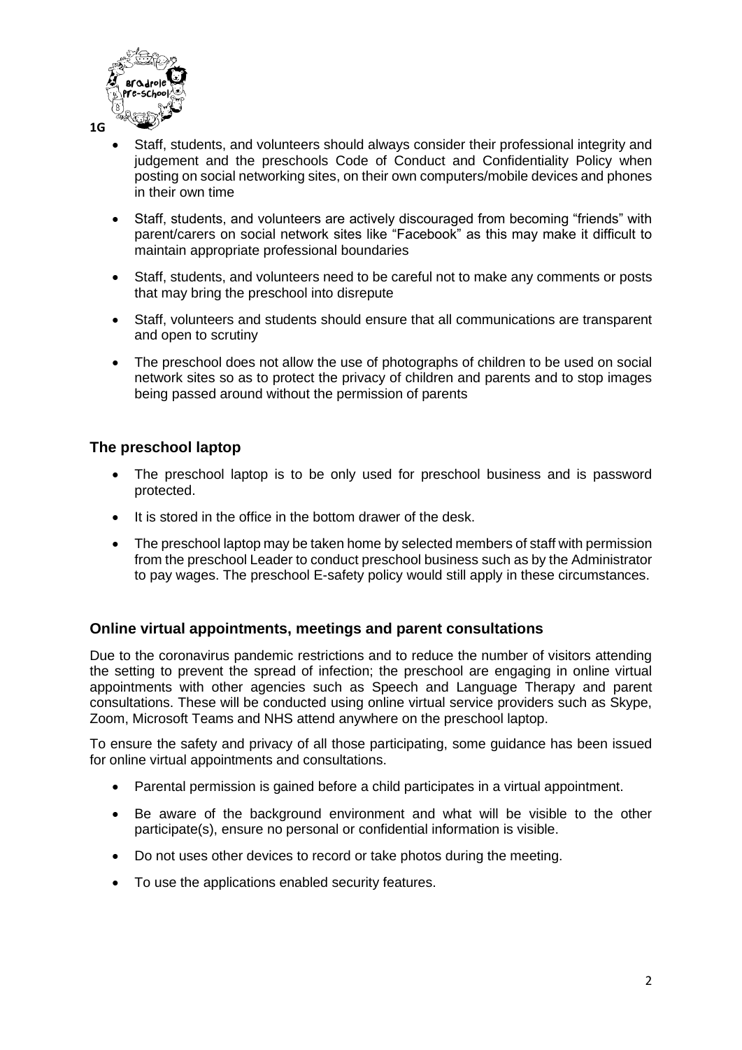- Staff, students, and volunteers should always consider their professional integrity and judgement and the preschools Code of Conduct and Confidentiality Policy when posting on social networking sites, on their own computers/mobile devices and phones in their own time
- Staff, students, and volunteers are actively discouraged from becoming "friends" with parent/carers on social network sites like "Facebook" as this may make it difficult to maintain appropriate professional boundaries
- Staff, students, and volunteers need to be careful not to make any comments or posts that may bring the preschool into disrepute
- Staff, volunteers and students should ensure that all communications are transparent and open to scrutiny
- The preschool does not allow the use of photographs of children to be used on social network sites so as to protect the privacy of children and parents and to stop images being passed around without the permission of parents

## The preschool laptop

- The preschool laptop is to be only used for preschool business and is password protected.
- It is stored in the office in the bottom drawer of the desk.
- The preschool laptop may be taken home by selected members of staff with permission from the preschool Leader to conduct preschool business such as by the Administrator to pay wages. The preschool E-safety policy would still apply in these circumstances.

## Online virtual appointments, meetings and parent consultations

Due to the coronavirus pandemic restrictions and to reduce the number of visitors attending the setting to prevent the spread of infection; the preschool are engaging in online virtual appointments with other agencies such as Speech and Language Therapy and parent consultations. These will be conducted using online virtual service providers such as Skype, Zoom, Microsoft Teams and NHS attend anywhere on the preschool laptop.

To ensure the safety and privacy of all those participating, some guidance has been issued for online virtual appointments and consultations.

- Parental permission is gained before a child participates in a virtual appointment.
- Be aware of the background environment and what will be visible to the other participate(s), ensure no personal or confidential information is visible.
- Do not uses other devices to record or take photos during the meeting.
- To use the applications enabled security features.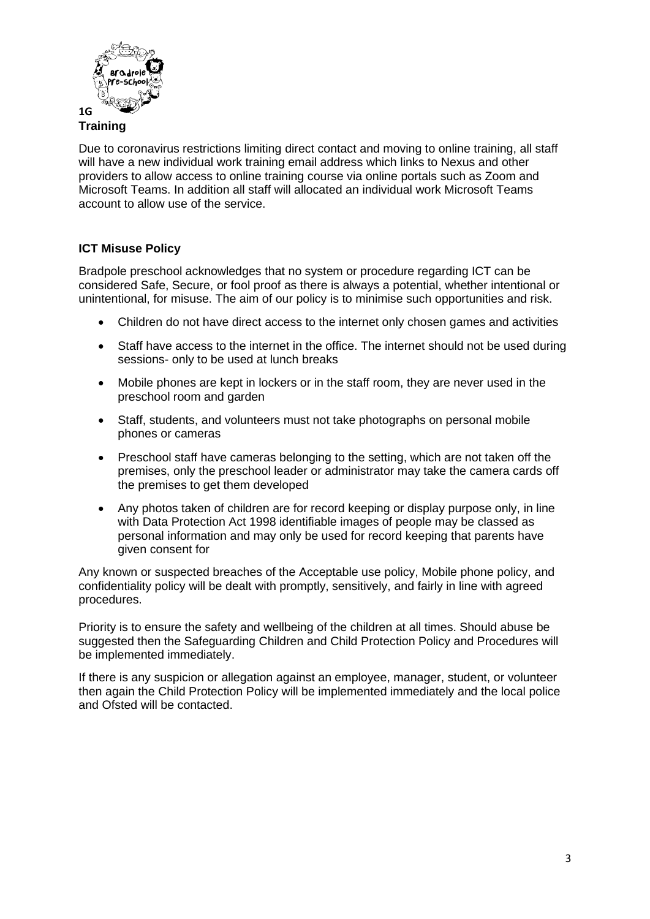**1G**
**Training**

Due to coronavirus restrictions limiting direct contact and moving to online training, all staff will have a new individual work training email address which links to Nexus and other providers to allow access to online training course via online portals such as Zoom and Microsoft Teams. In addition all staff will allocated an individual work Microsoft Teams account to allow use of the service.

**ICT Misuse Policy**

Bradpole preschool acknowledges that no system or procedure regarding ICT can be considered Safe, Secure, or fool proof as there is always a potential, whether intentional or unintentional, for misuse. The aim of our policy is to minimise such opportunities and risk.

- Children do not have direct access to the internet only chosen games and activities
- Staff have access to the internet in the office. The internet should not be used during sessions- only to be used at lunch breaks
- Mobile phones are kept in lockers or in the staff room, they are never used in the preschool room and garden
- Staff, students, and volunteers must not take photographs on personal mobile phones or cameras
- Preschool staff have cameras belonging to the setting, which are not taken off the premises, only the preschool leader or administrator may take the camera cards off the premises to get them developed
- Any photos taken of children are for record keeping or display purpose only, in line with Data Protection Act 1998 identifiable images of people may be classed as personal information and may only be used for record keeping that parents have given consent for

Any known or suspected breaches of the Acceptable use policy, Mobile phone policy, and confidentiality policy will be dealt with promptly, sensitively, and fairly in line with agreed procedures.

Priority is to ensure the safety and wellbeing of the children at all times. Should abuse be suggested then the Safeguarding Children and Child Protection Policy and Procedures will be implemented immediately.

If there is any suspicion or allegation against an employee, manager, student, or volunteer then again the Child Protection Policy will be implemented immediately and the local police and Ofsted will be contacted.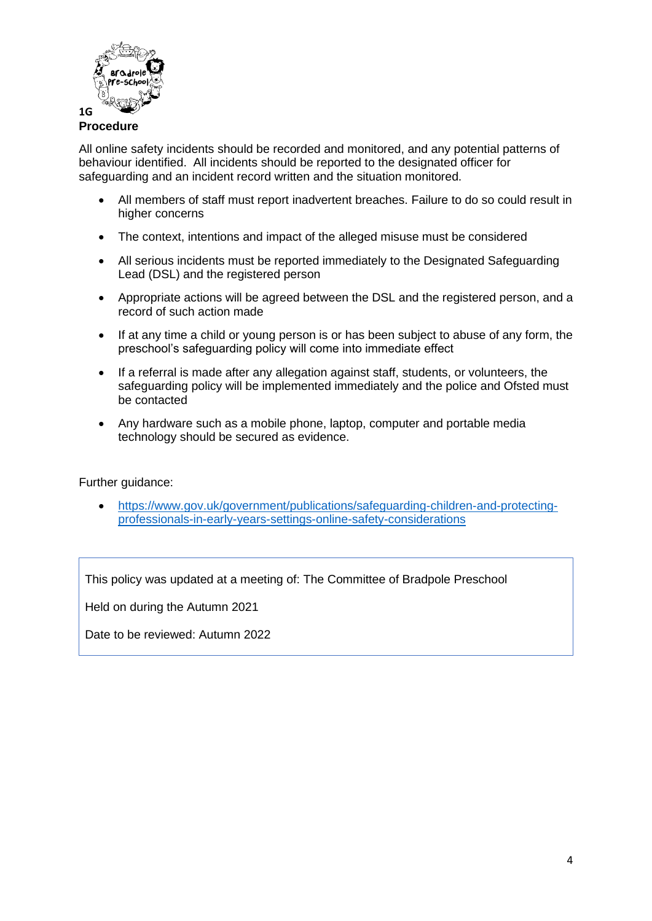**1G**

**Procedure**

All online safety incidents should be recorded and monitored, and any potential patterns of behaviour identified. All incidents should be reported to the designated officer for safeguarding and an incident record written and the situation monitored.

- All members of staff must report inadvertent breaches. Failure to do so could result in higher concerns
- The context, intentions and impact of the alleged misuse must be considered
- All serious incidents must be reported immediately to the Designated Safeguarding Lead (DSL) and the registered person
- Appropriate actions will be agreed between the DSL and the registered person, and a record of such action made
- If at any time a child or young person is or has been subject to abuse of any form, the preschool's safeguarding policy will come into immediate effect
- If a referral is made after any allegation against staff, students, or volunteers, the safeguarding policy will be implemented immediately and the police and Ofsted must be contacted
- Any hardware such as a mobile phone, laptop, computer and portable media technology should be secured as evidence.

Further guidance:

- https://www.gov.uk/government/publications/safeguarding-children-and-protecting-professionals-in-early-years-settings-online-safety-considerations

This policy was updated at a meeting of: The Committee of Bradpole Preschool

Held on during the Autumn 2021

Date to be reviewed: Autumn 2022